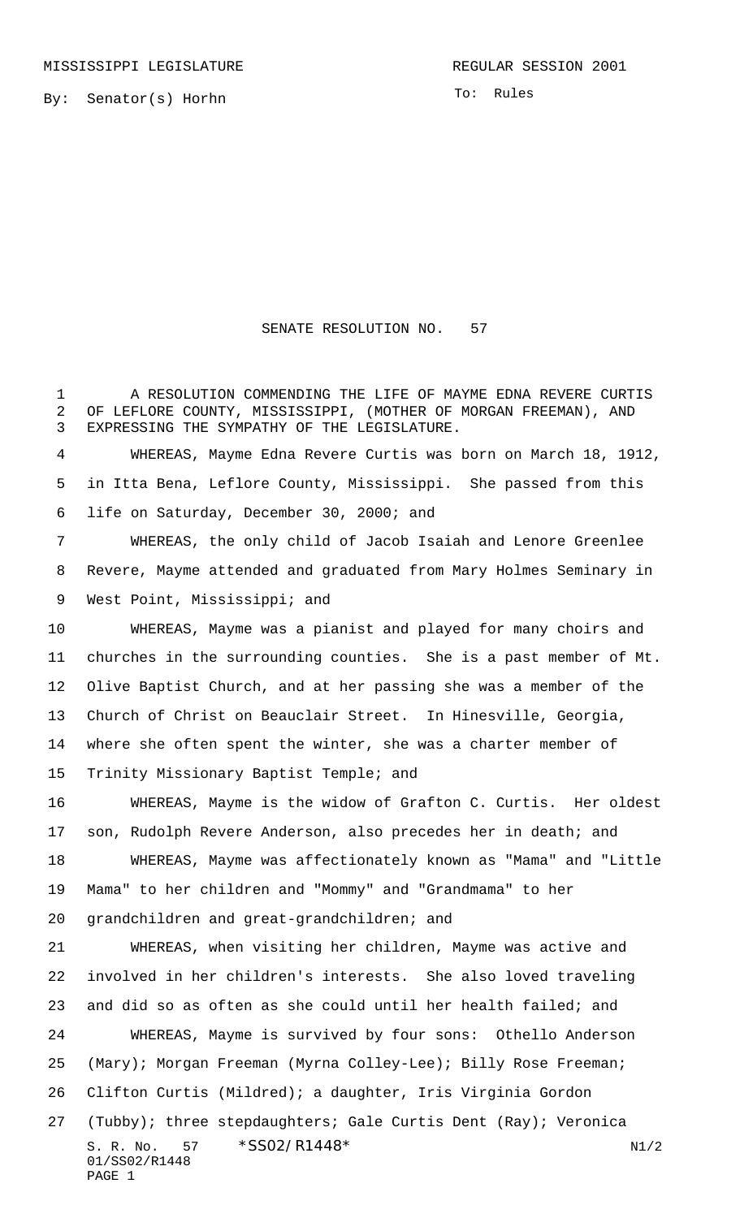MISSISSIPPI LEGISLATURE

REGULAR SESSION 2001

By: Senator(s) Horhn

To: Rules

# SENATE RESOLUTION NO. 57

A RESOLUTION COMMENDING THE LIFE OF MAYME EDNA REVERE CURTIS OF LEFLORE COUNTY, MISSISSIPPI, (MOTHER OF MORGAN FREEMAN), AND EXPRESSING THE SYMPATHY OF THE LEGISLATURE.

WHEREAS, Mayme Edna Revere Curtis was born on March 18, 1912, in Itta Bena, Leflore County, Mississippi. She passed from this life on Saturday, December 30, 2000; and

WHEREAS, the only child of Jacob Isaiah and Lenore Greenlee Revere, Mayme attended and graduated from Mary Holmes Seminary in West Point, Mississippi; and

WHEREAS, Mayme was a pianist and played for many choirs and churches in the surrounding counties. She is a past member of Mt. Olive Baptist Church, and at her passing she was a member of the Church of Christ on Beauclair Street. In Hinesville, Georgia, where she often spent the winter, she was a charter member of Trinity Missionary Baptist Temple; and

WHEREAS, Mayme is the widow of Grafton C. Curtis. Her oldest son, Rudolph Revere Anderson, also precedes her in death; and

WHEREAS, Mayme was affectionately known as "Mama" and "Little Mama" to her children and "Mommy" and "Grandmama" to her grandchildren and great-grandchildren; and

WHEREAS, when visiting her children, Mayme was active and involved in her children's interests. She also loved traveling and did so as often as she could until her health failed; and

WHEREAS, Mayme is survived by four sons: Othello Anderson (Mary); Morgan Freeman (Myrna Colley-Lee); Billy Rose Freeman; Clifton Curtis (Mildred); a daughter, Iris Virginia Gordon (Tubby); three stepdaughters; Gale Curtis Dent (Ray); Veronica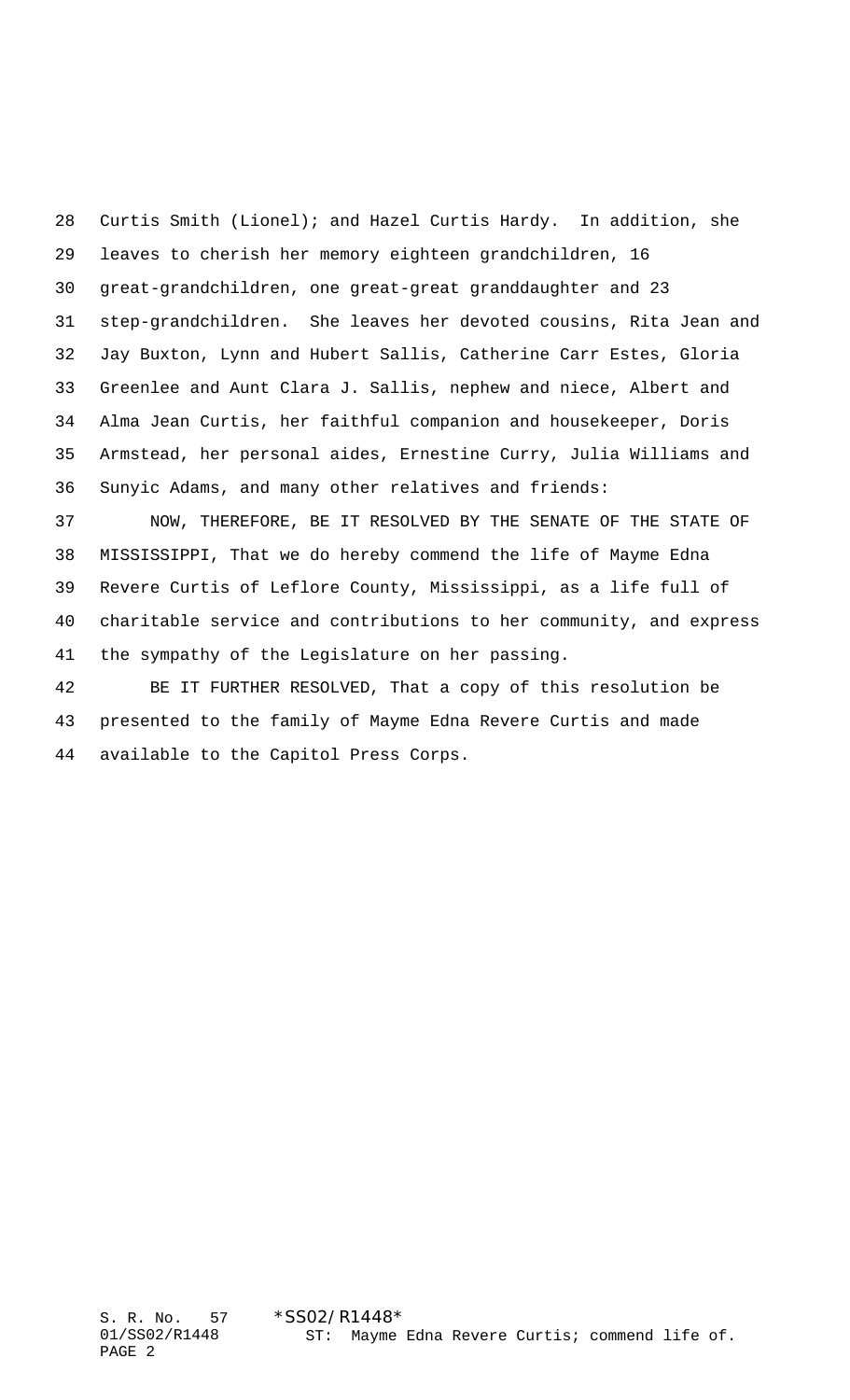Curtis Smith (Lionel); and Hazel Curtis Hardy. In addition, she leaves to cherish her memory eighteen grandchildren, 16 great-grandchildren, one great-great granddaughter and 23 step-grandchildren. She leaves her devoted cousins, Rita Jean and Jay Buxton, Lynn and Hubert Sallis, Catherine Carr Estes, Gloria Greenlee and Aunt Clara J. Sallis, nephew and niece, Albert and Alma Jean Curtis, her faithful companion and housekeeper, Doris Armstead, her personal aides, Ernestine Curry, Julia Williams and Sunyic Adams, and many other relatives and friends:

NOW, THEREFORE, BE IT RESOLVED BY THE SENATE OF THE STATE OF MISSISSIPPI, That we do hereby commend the life of Mayme Edna Revere Curtis of Leflore County, Mississippi, as a life full of charitable service and contributions to her community, and express the sympathy of the Legislature on her passing.

BE IT FURTHER RESOLVED, That a copy of this resolution be presented to the family of Mayme Edna Revere Curtis and made available to the Capitol Press Corps.